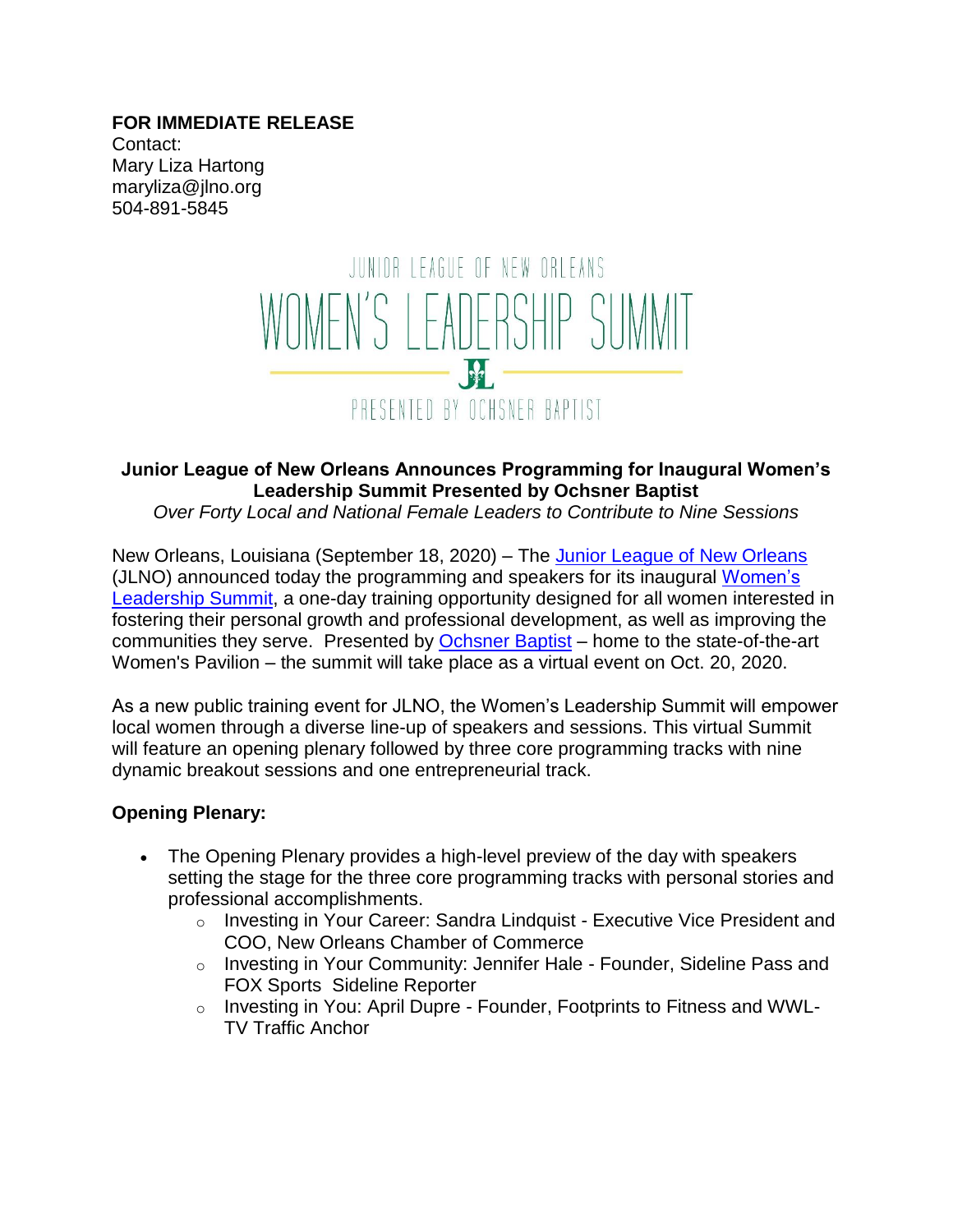**FOR IMMEDIATE RELEASE**
Contact:
Mary Liza Hartong
maryliza@jlno.org
504-891-5845

JUNIOR LEAGUE OF NEW ORLEANS

WOMEN'S LEADERSHIP SUMMIT

JL

PRESENTED BY OCHSNER BAPTIST

**Junior League of New Orleans Announces Programming for Inaugural Women's Leadership Summit Presented by Ochsner Baptist**

*Over Forty Local and National Female Leaders to Contribute to Nine Sessions*

New Orleans, Louisiana (September 18, 2020) – The Junior League of New Orleans (JLNO) announced today the programming and speakers for its inaugural Women's Leadership Summit, a one-day training opportunity designed for all women interested in fostering their personal growth and professional development, as well as improving the communities they serve. Presented by Ochsner Baptist – home to the state-of-the-art Women's Pavilion – the summit will take place as a virtual event on Oct. 20, 2020.

As a new public training event for JLNO, the Women's Leadership Summit will empower local women through a diverse line-up of speakers and sessions. This virtual Summit will feature an opening plenary followed by three core programming tracks with nine dynamic breakout sessions and one entrepreneurial track.

**Opening Plenary:**

- The Opening Plenary provides a high-level preview of the day with speakers setting the stage for the three core programming tracks with personal stories and professional accomplishments.
  - Investing in Your Career: Sandra Lindquist - Executive Vice President and COO, New Orleans Chamber of Commerce
  - Investing in Your Community: Jennifer Hale - Founder, Sideline Pass and FOX Sports Sideline Reporter
  - Investing in You: April Dupre - Founder, Footprints to Fitness and WWL-TV Traffic Anchor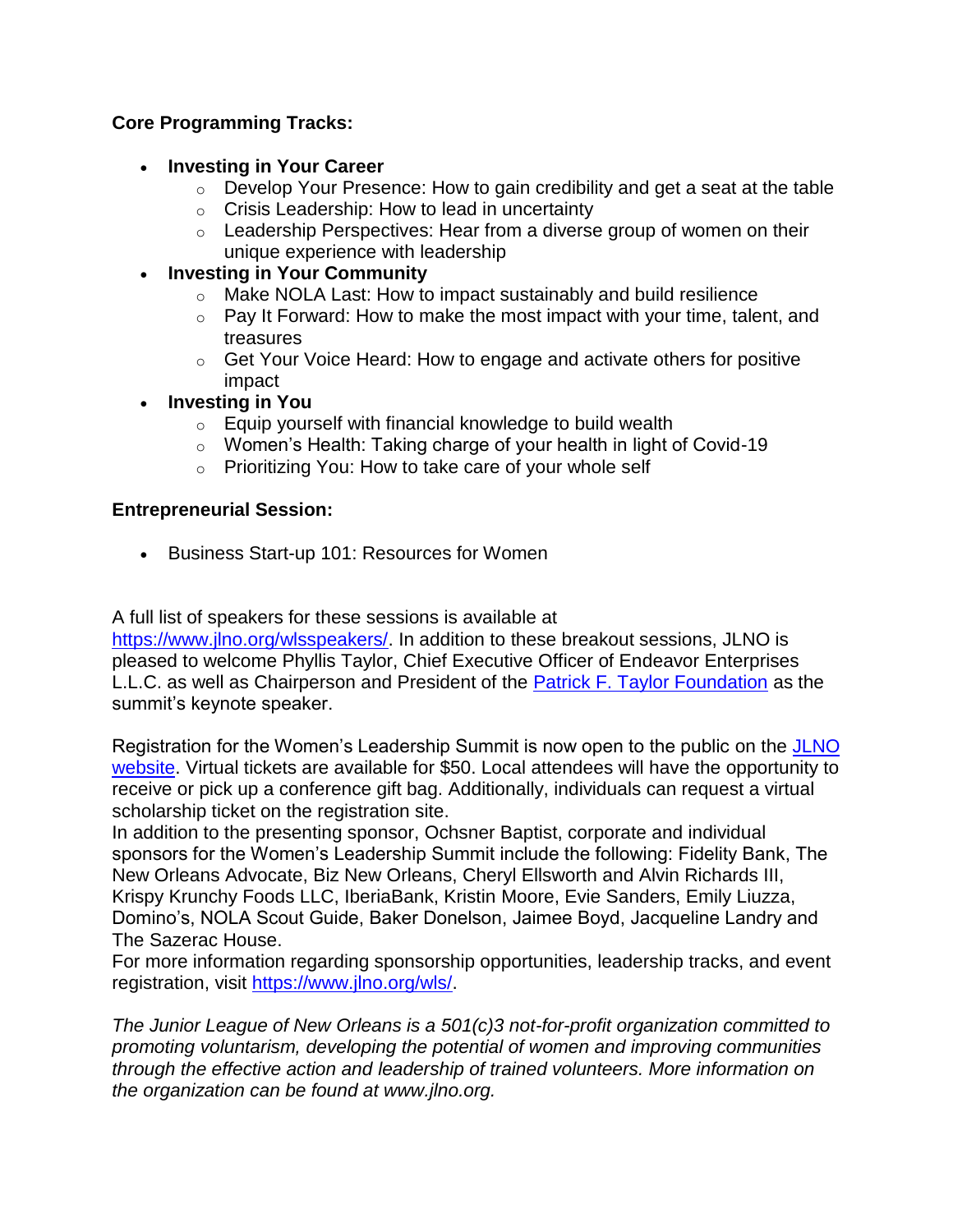**Core Programming Tracks:**

- **Investing in Your Career**
  - Develop Your Presence: How to gain credibility and get a seat at the table
  - Crisis Leadership: How to lead in uncertainty
  - Leadership Perspectives: Hear from a diverse group of women on their unique experience with leadership
- **Investing in Your Community**
  - Make NOLA Last: How to impact sustainably and build resilience
  - Pay It Forward: How to make the most impact with your time, talent, and treasures
  - Get Your Voice Heard: How to engage and activate others for positive impact
- **Investing in You**
  - Equip yourself with financial knowledge to build wealth
  - Women's Health: Taking charge of your health in light of Covid-19
  - Prioritizing You: How to take care of your whole self

**Entrepreneurial Session:**

- Business Start-up 101: Resources for Women

A full list of speakers for these sessions is available at https://www.jlno.org/wlsspeakers/. In addition to these breakout sessions, JLNO is pleased to welcome Phyllis Taylor, Chief Executive Officer of Endeavor Enterprises L.L.C. as well as Chairperson and President of the Patrick F. Taylor Foundation as the summit's keynote speaker.

Registration for the Women's Leadership Summit is now open to the public on the JLNO website. Virtual tickets are available for $50. Local attendees will have the opportunity to receive or pick up a conference gift bag. Additionally, individuals can request a virtual scholarship ticket on the registration site.

In addition to the presenting sponsor, Ochsner Baptist, corporate and individual sponsors for the Women's Leadership Summit include the following: Fidelity Bank, The New Orleans Advocate, Biz New Orleans, Cheryl Ellsworth and Alvin Richards III, Krispy Krunchy Foods LLC, IberiaBank, Kristin Moore, Evie Sanders, Emily Liuzza, Domino's, NOLA Scout Guide, Baker Donelson, Jaimee Boyd, Jacqueline Landry and The Sazerac House.

For more information regarding sponsorship opportunities, leadership tracks, and event registration, visit https://www.jlno.org/wls/.

*The Junior League of New Orleans is a 501(c)3 not-for-profit organization committed to promoting voluntarism, developing the potential of women and improving communities through the effective action and leadership of trained volunteers. More information on the organization can be found at www.jlno.org.*